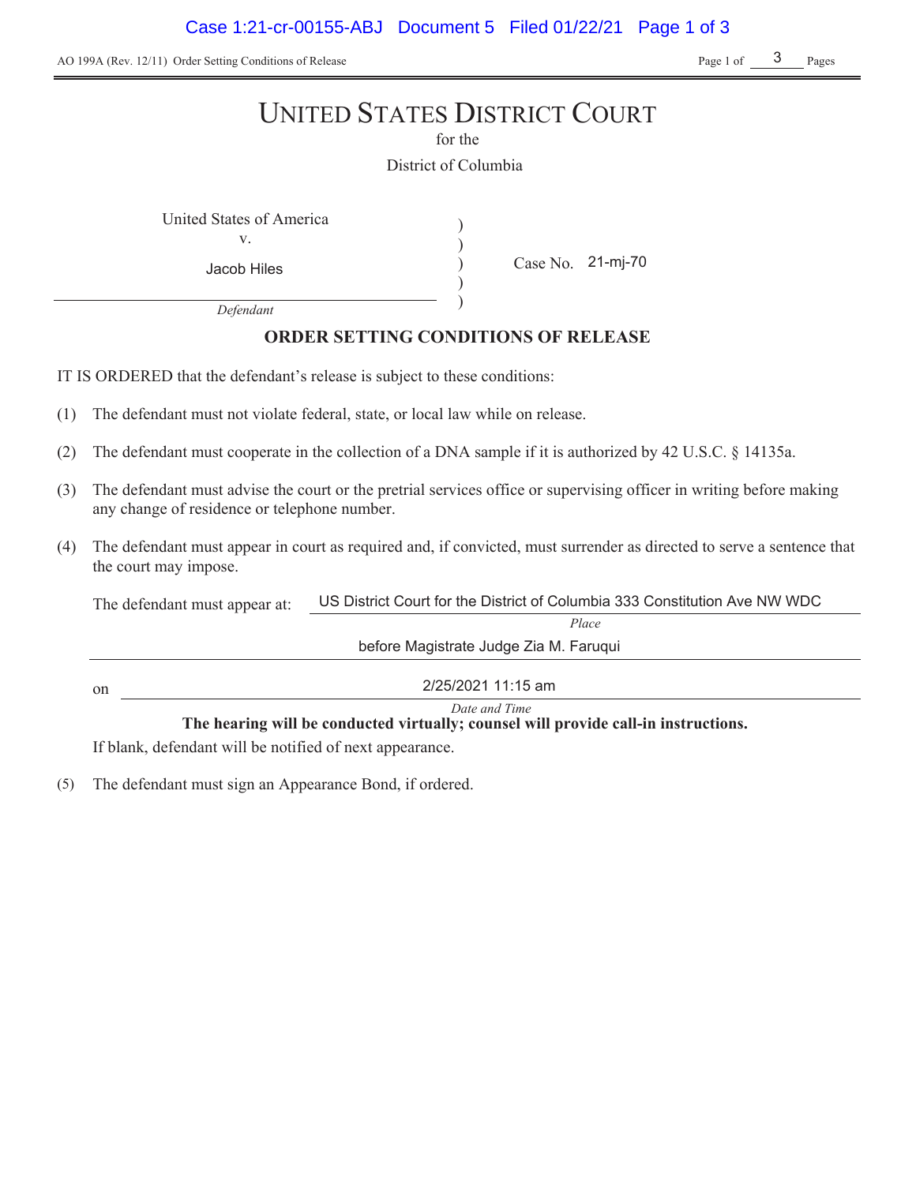AO 199A (Rev. 12/11) Order Setting Conditions of Release

# UNITED STATES DISTRICT COURT

for the

District of Columbia

United States of America
v.
Jacob Hiles

*Defendant*

Case No. 21-mj-70

## ORDER SETTING CONDITIONS OF RELEASE

IT IS ORDERED that the defendant's release is subject to these conditions:

(1) The defendant must not violate federal, state, or local law while on release.

(2) The defendant must cooperate in the collection of a DNA sample if it is authorized by 42 U.S.C. § 14135a.

(3) The defendant must advise the court or the pretrial services office or supervising officer in writing before making any change of residence or telephone number.

(4) The defendant must appear in court as required and, if convicted, must surrender as directed to serve a sentence that the court may impose.

The defendant must appear at: US District Court for the District of Columbia 333 Constitution Ave NW WDC before Magistrate Judge Zia M. Faruqui

*Place*

on 2/25/2021 11:15 am

*Date and Time*

**The hearing will be conducted virtually; counsel will provide call-in instructions.**

If blank, defendant will be notified of next appearance.

(5) The defendant must sign an Appearance Bond, if ordered.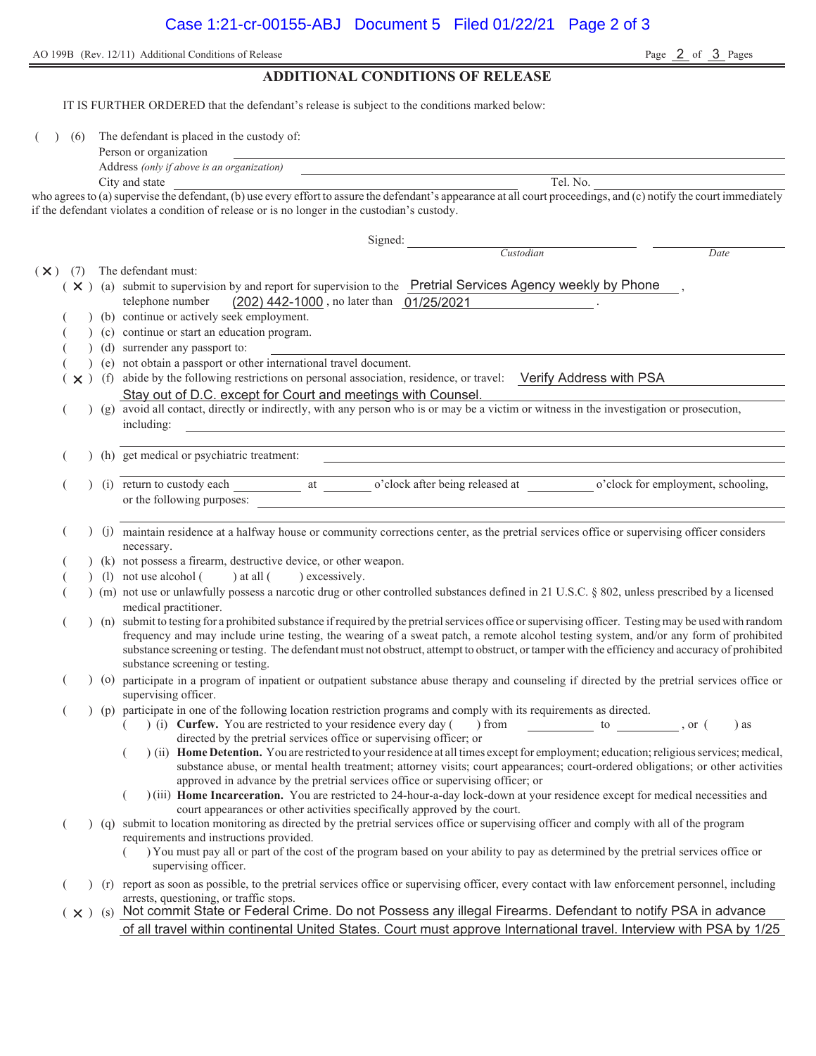AO 199B (Rev. 12/11) Additional Conditions of Release

## ADDITIONAL CONDITIONS OF RELEASE

IT IS FURTHER ORDERED that the defendant's release is subject to the conditions marked below:

( ) (6) The defendant is placed in the custody of:

Person or organization ______________________

Address *(only if above is an organization)* ______________________

City and state ______________________ Tel. No. ______________________

who agrees to (a) supervise the defendant, (b) use every effort to assure the defendant's appearance at all court proceedings, and (c) notify the court immediately if the defendant violates a condition of release or is no longer in the custodian's custody.

Signed: ______________________ *Custodian* ______________________ *Date*

( X ) (7) The defendant must:

- ( X ) (a) submit to supervision by and report for supervision to the Pretrial Services Agency weekly by Phone, telephone number (202) 442-1000, no later than 01/25/2021.
- ( ) (b) continue or actively seek employment.
- ( ) (c) continue or start an education program.
- ( ) (d) surrender any passport to: ______________________
- ( ) (e) not obtain a passport or other international travel document.
- ( X ) (f) abide by the following restrictions on personal association, residence, or travel: Verify Address with PSA Stay out of D.C. except for Court and meetings with Counsel.
- ( ) (g) avoid all contact, directly or indirectly, with any person who is or may be a victim or witness in the investigation or prosecution, including: ______________________
- ( ) (h) get medical or psychiatric treatment: ______________________
- ( ) (i) return to custody each ________ at ________ o'clock after being released at ________ o'clock for employment, schooling, or the following purposes: ______________________
- ( ) (j) maintain residence at a halfway house or community corrections center, as the pretrial services office or supervising officer considers necessary.
- ( ) (k) not possess a firearm, destructive device, or other weapon.
- ( ) (l) not use alcohol ( ) at all ( ) excessively.
- ( ) (m) not use or unlawfully possess a narcotic drug or other controlled substances defined in 21 U.S.C. § 802, unless prescribed by a licensed medical practitioner.
- ( ) (n) submit to testing for a prohibited substance if required by the pretrial services office or supervising officer. Testing may be used with random frequency and may include urine testing, the wearing of a sweat patch, a remote alcohol testing system, and/or any form of prohibited substance screening or testing. The defendant must not obstruct, attempt to obstruct, or tamper with the efficiency and accuracy of prohibited substance screening or testing.
- ( ) (o) participate in a program of inpatient or outpatient substance abuse therapy and counseling if directed by the pretrial services office or supervising officer.
- ( ) (p) participate in one of the following location restriction programs and comply with its requirements as directed.
  - ( ) (i) **Curfew.** You are restricted to your residence every day ( ) from ________ to ________, or ( ) as directed by the pretrial services office or supervising officer; or
  - ( ) (ii) **Home Detention.** You are restricted to your residence at all times except for employment; education; religious services; medical, substance abuse, or mental health treatment; attorney visits; court appearances; court-ordered obligations; or other activities approved in advance by the pretrial services office or supervising officer; or
  - ( ) (iii) **Home Incarceration.** You are restricted to 24-hour-a-day lock-down at your residence except for medical necessities and court appearances or other activities specifically approved by the court.
- ( ) (q) submit to location monitoring as directed by the pretrial services office or supervising officer and comply with all of the program requirements and instructions provided.
  - ( ) You must pay all or part of the cost of the program based on your ability to pay as determined by the pretrial services office or supervising officer.
- ( ) (r) report as soon as possible, to the pretrial services office or supervising officer, every contact with law enforcement personnel, including arrests, questioning, or traffic stops.
- ( X ) (s) Not commit State or Federal Crime. Do not Possess any illegal Firearms. Defendant to notify PSA in advance of all travel within continental United States. Court must approve International travel. Interview with PSA by 1/25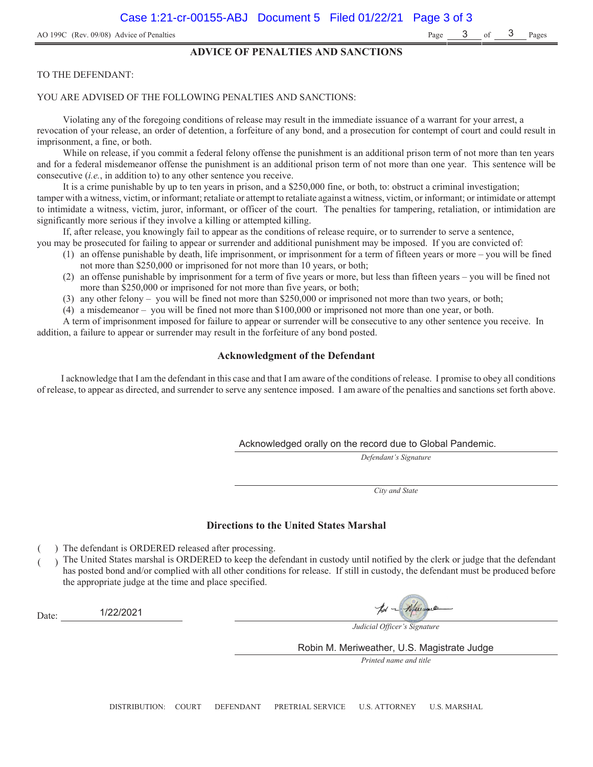AO 199C (Rev. 09/08) Advice of Penalties

## ADVICE OF PENALTIES AND SANCTIONS

TO THE DEFENDANT:

YOU ARE ADVISED OF THE FOLLOWING PENALTIES AND SANCTIONS:

Violating any of the foregoing conditions of release may result in the immediate issuance of a warrant for your arrest, a revocation of your release, an order of detention, a forfeiture of any bond, and a prosecution for contempt of court and could result in imprisonment, a fine, or both.

While on release, if you commit a federal felony offense the punishment is an additional prison term of not more than ten years and for a federal misdemeanor offense the punishment is an additional prison term of not more than one year. This sentence will be consecutive (*i.e.*, in addition to) to any other sentence you receive.

It is a crime punishable by up to ten years in prison, and a $250,000 fine, or both, to: obstruct a criminal investigation; tamper with a witness, victim, or informant; retaliate or attempt to retaliate against a witness, victim, or informant; or intimidate or attempt to intimidate a witness, victim, juror, informant, or officer of the court. The penalties for tampering, retaliation, or intimidation are significantly more serious if they involve a killing or attempted killing.

If, after release, you knowingly fail to appear as the conditions of release require, or to surrender to serve a sentence, you may be prosecuted for failing to appear or surrender and additional punishment may be imposed. If you are convicted of:

(1) an offense punishable by death, life imprisonment, or imprisonment for a term of fifteen years or more – you will be fined not more than $250,000 or imprisoned for not more than 10 years, or both;

(2) an offense punishable by imprisonment for a term of five years or more, but less than fifteen years – you will be fined not more than $250,000 or imprisoned for not more than five years, or both;

(3) any other felony – you will be fined not more than $250,000 or imprisoned not more than two years, or both;

(4) a misdemeanor – you will be fined not more than $100,000 or imprisoned not more than one year, or both.

A term of imprisonment imposed for failure to appear or surrender will be consecutive to any other sentence you receive. In addition, a failure to appear or surrender may result in the forfeiture of any bond posted.

### Acknowledgment of the Defendant

I acknowledge that I am the defendant in this case and that I am aware of the conditions of release. I promise to obey all conditions of release, to appear as directed, and surrender to serve any sentence imposed. I am aware of the penalties and sanctions set forth above.

Acknowledged orally on the record due to Global Pandemic.

*Defendant's Signature*

*City and State*

### Directions to the United States Marshal

( ) The defendant is ORDERED released after processing.

( ) The United States marshal is ORDERED to keep the defendant in custody until notified by the clerk or judge that the defendant has posted bond and/or complied with all other conditions for release. If still in custody, the defendant must be produced before the appropriate judge at the time and place specified.

Date: 1/22/2021

*Judicial Officer's Signature*

Robin M. Meriweather, U.S. Magistrate Judge

*Printed name and title*

DISTRIBUTION: COURT DEFENDANT PRETRIAL SERVICE U.S. ATTORNEY U.S. MARSHAL